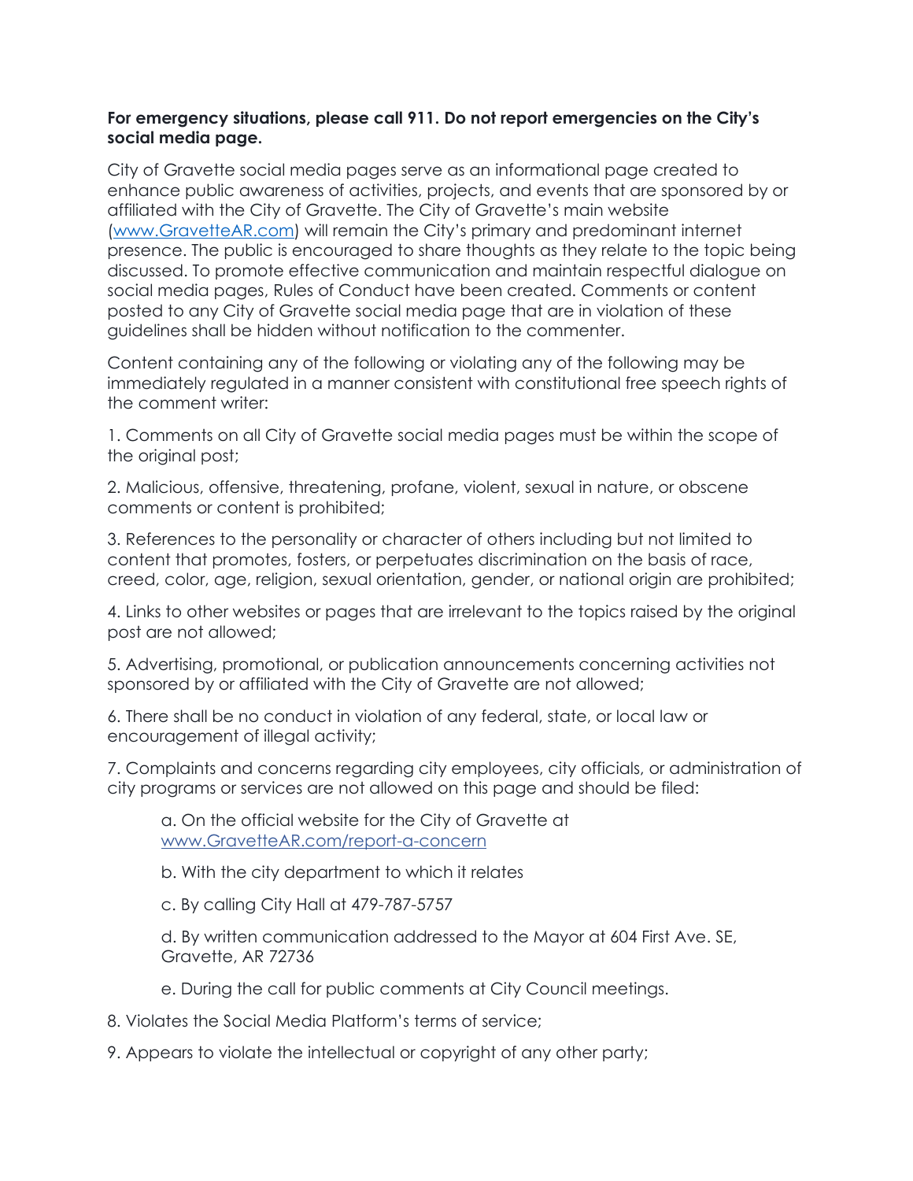**For emergency situations, please call 911. Do not report emergencies on the City's social media page.**

City of Gravette social media pages serve as an informational page created to enhance public awareness of activities, projects, and events that are sponsored by or affiliated with the City of Gravette. The City of Gravette's main website ([www.GravetteAR.com](http://www.GravetteAR.com)) will remain the City's primary and predominant internet presence. The public is encouraged to share thoughts as they relate to the topic being discussed. To promote effective communication and maintain respectful dialogue on social media pages, Rules of Conduct have been created. Comments or content posted to any City of Gravette social media page that are in violation of these guidelines shall be hidden without notification to the commenter.

Content containing any of the following or violating any of the following may be immediately regulated in a manner consistent with constitutional free speech rights of the comment writer:

1. Comments on all City of Gravette social media pages must be within the scope of the original post;

2. Malicious, offensive, threatening, profane, violent, sexual in nature, or obscene comments or content is prohibited;

3. References to the personality or character of others including but not limited to content that promotes, fosters, or perpetuates discrimination on the basis of race, creed, color, age, religion, sexual orientation, gender, or national origin are prohibited;

4. Links to other websites or pages that are irrelevant to the topics raised by the original post are not allowed;

5. Advertising, promotional, or publication announcements concerning activities not sponsored by or affiliated with the City of Gravette are not allowed;

6. There shall be no conduct in violation of any federal, state, or local law or encouragement of illegal activity;

7. Complaints and concerns regarding city employees, city officials, or administration of city programs or services are not allowed on this page and should be filed:

    a. On the official website for the City of Gravette at [www.GravetteAR.com/report-a-concern](http://www.GravetteAR.com/report-a-concern)

    b. With the city department to which it relates

    c. By calling City Hall at 479-787-5757

    d. By written communication addressed to the Mayor at 604 First Ave. SE, Gravette, AR 72736

    e. During the call for public comments at City Council meetings.

8. Violates the Social Media Platform's terms of service;

9. Appears to violate the intellectual or copyright of any other party;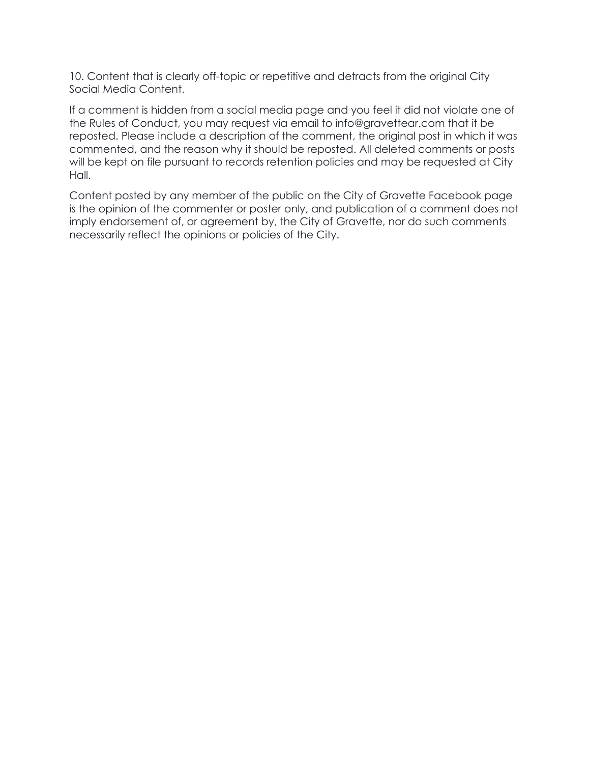10. Content that is clearly off-topic or repetitive and detracts from the original City Social Media Content.

If a comment is hidden from a social media page and you feel it did not violate one of the Rules of Conduct, you may request via email to info@gravettear.com that it be reposted. Please include a description of the comment, the original post in which it was commented, and the reason why it should be reposted. All deleted comments or posts will be kept on file pursuant to records retention policies and may be requested at City Hall.

Content posted by any member of the public on the City of Gravette Facebook page is the opinion of the commenter or poster only, and publication of a comment does not imply endorsement of, or agreement by, the City of Gravette, nor do such comments necessarily reflect the opinions or policies of the City.